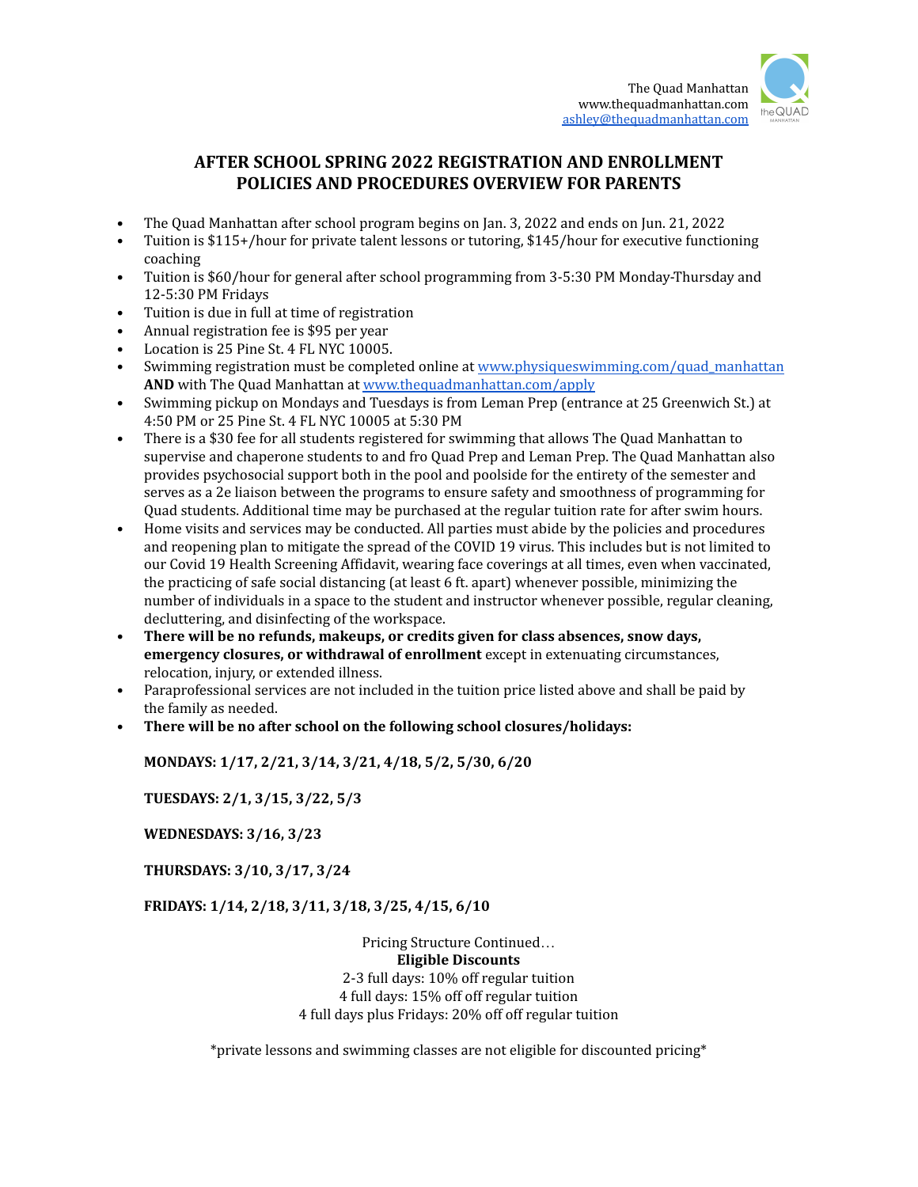The Quad Manhattan
www.thequadmanhattan.com
[ashley@thequadmanhattan.com](mailto:ashley@thequadmanhattan.com)

# AFTER SCHOOL SPRING 2022 REGISTRATION AND ENROLLMENT POLICIES AND PROCEDURES OVERVIEW FOR PARENTS

- The Quad Manhattan after school program begins on Jan. 3, 2022 and ends on Jun. 21, 2022
- Tuition is $115+/hour for private talent lessons or tutoring, $145/hour for executive functioning coaching
- Tuition is $60/hour for general after school programming from 3-5:30 PM Monday-Thursday and 12-5:30 PM Fridays
- Tuition is due in full at time of registration
- Annual registration fee is $95 per year
- Location is 25 Pine St. 4 FL NYC 10005.
- Swimming registration must be completed online at [www.physiqueswimming.com/quad_manhattan](http://www.physiqueswimming.com/quad_manhattan) **AND** with The Quad Manhattan at [www.thequadmanhattan.com/apply](http://www.thequadmanhattan.com/apply)
- Swimming pickup on Mondays and Tuesdays is from Leman Prep (entrance at 25 Greenwich St.) at 4:50 PM or 25 Pine St. 4 FL NYC 10005 at 5:30 PM
- There is a $30 fee for all students registered for swimming that allows The Quad Manhattan to supervise and chaperone students to and fro Quad Prep and Leman Prep. The Quad Manhattan also provides psychosocial support both in the pool and poolside for the entirety of the semester and serves as a 2e liaison between the programs to ensure safety and smoothness of programming for Quad students. Additional time may be purchased at the regular tuition rate for after swim hours.
- Home visits and services may be conducted. All parties must abide by the policies and procedures and reopening plan to mitigate the spread of the COVID 19 virus. This includes but is not limited to our Covid 19 Health Screening Affidavit, wearing face coverings at all times, even when vaccinated, the practicing of safe social distancing (at least 6 ft. apart) whenever possible, minimizing the number of individuals in a space to the student and instructor whenever possible, regular cleaning, decluttering, and disinfecting of the workspace.
- **There will be no refunds, makeups, or credits given for class absences, snow days, emergency closures, or withdrawal of enrollment** except in extenuating circumstances, relocation, injury, or extended illness.
- Paraprofessional services are not included in the tuition price listed above and shall be paid by the family as needed.
- **There will be no after school on the following school closures/holidays:**

  **MONDAYS: 1/17, 2/21, 3/14, 3/21, 4/18, 5/2, 5/30, 6/20**

  **TUESDAYS: 2/1, 3/15, 3/22, 5/3**

  **WEDNESDAYS: 3/16, 3/23**

  **THURSDAYS: 3/10, 3/17, 3/24**

  **FRIDAYS: 1/14, 2/18, 3/11, 3/18, 3/25, 4/15, 6/10**

Pricing Structure Continued…

**Eligible Discounts**

2-3 full days: 10% off regular tuition

4 full days: 15% off off regular tuition

4 full days plus Fridays: 20% off off regular tuition

*private lessons and swimming classes are not eligible for discounted pricing*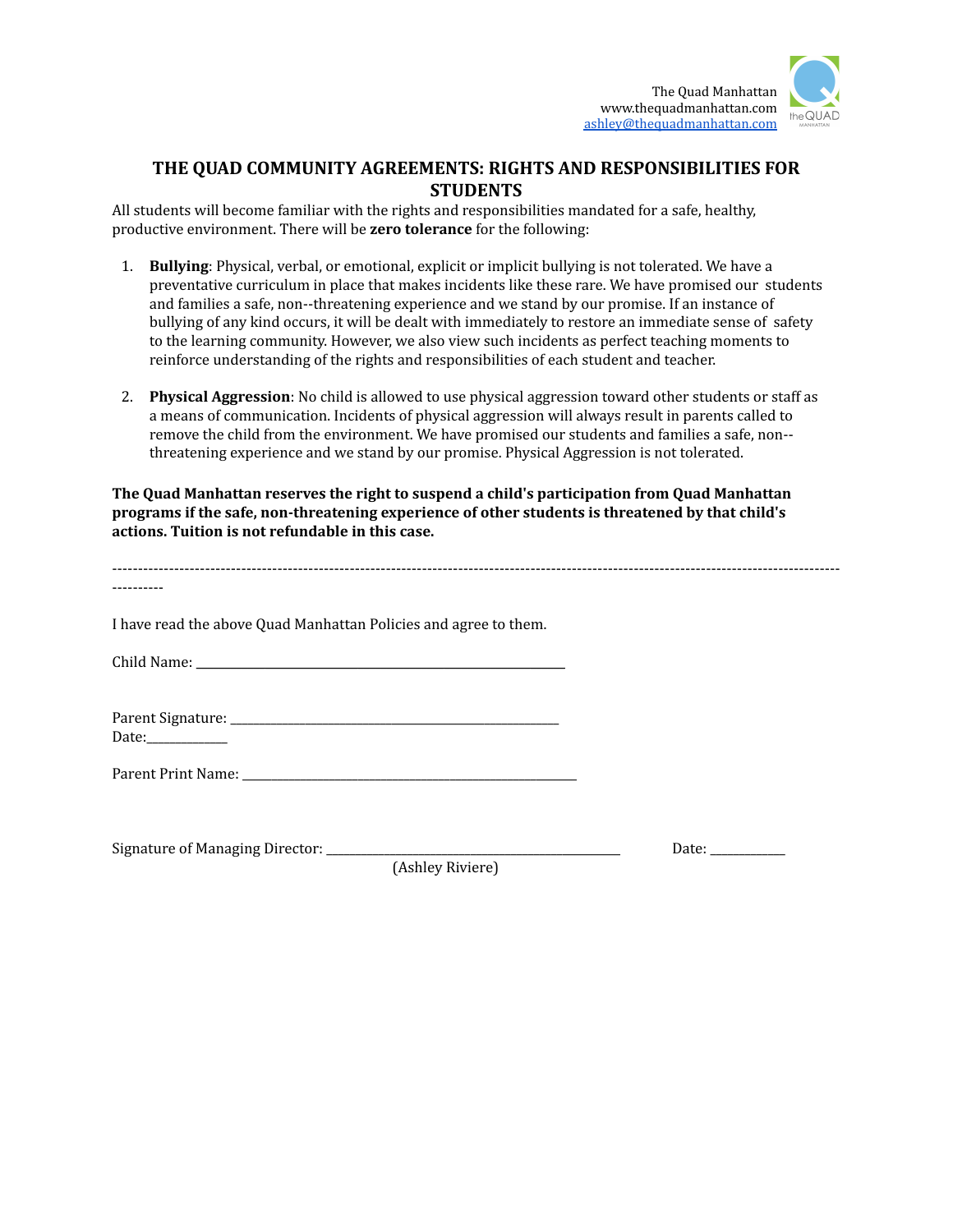The Quad Manhattan
www.thequadmanhattan.com
ashley@thequadmanhattan.com

## THE QUAD COMMUNITY AGREEMENTS: RIGHTS AND RESPONSIBILITIES FOR STUDENTS

All students will become familiar with the rights and responsibilities mandated for a safe, healthy, productive environment. There will be **zero tolerance** for the following:

1. **Bullying**: Physical, verbal, or emotional, explicit or implicit bullying is not tolerated. We have a preventative curriculum in place that makes incidents like these rare. We have promised our students and families a safe, non--threatening experience and we stand by our promise. If an instance of bullying of any kind occurs, it will be dealt with immediately to restore an immediate sense of safety to the learning community. However, we also view such incidents as perfect teaching moments to reinforce understanding of the rights and responsibilities of each student and teacher.

2. **Physical Aggression**: No child is allowed to use physical aggression toward other students or staff as a means of communication. Incidents of physical aggression will always result in parents called to remove the child from the environment. We have promised our students and families a safe, non--threatening experience and we stand by our promise. Physical Aggression is not tolerated.

**The Quad Manhattan reserves the right to suspend a child's participation from Quad Manhattan programs if the safe, non-threatening experience of other students is threatened by that child's actions. Tuition is not refundable in this case.**

------------------------------------------------------------------------------------------------------------------------------------------

I have read the above Quad Manhattan Policies and agree to them.

Child Name: ___________________________________________

Parent Signature: ______________________________________
Date:___________

Parent Print Name: ______________________________________

Signature of Managing Director: ___________________________________ Date: __________
(Ashley Riviere)